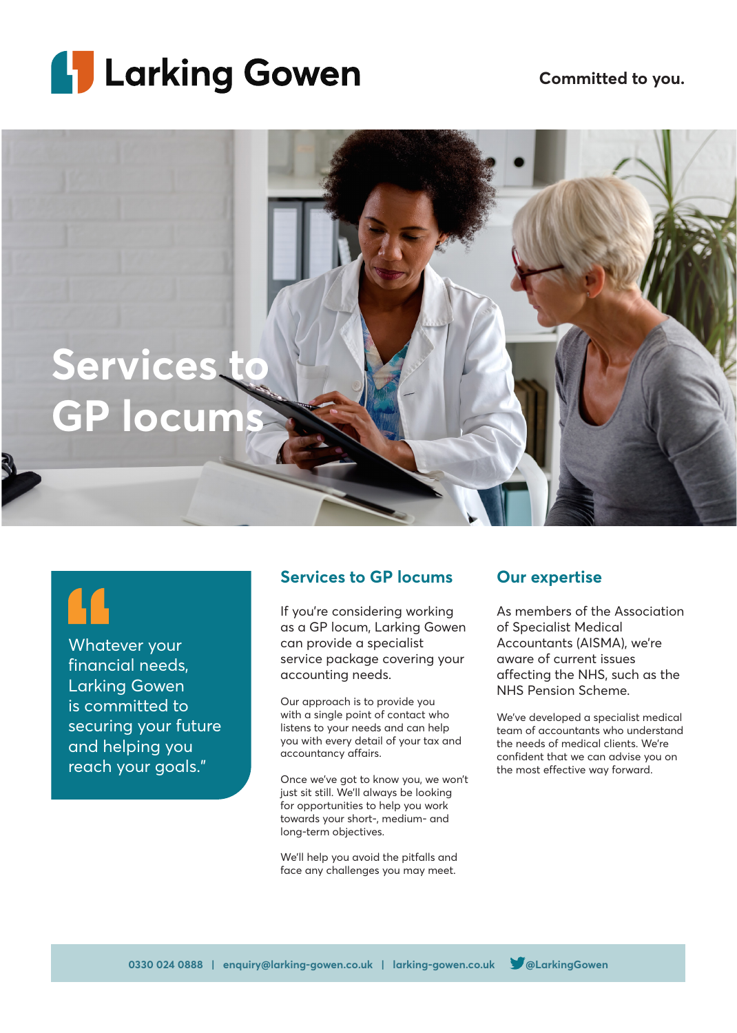# Larking Gowen

**Committed to you.**

# Services to GP locums

> Whatever your financial needs, Larking Gowen is committed to securing your future and helping you reach your goals."

## Services to GP locums

If you're considering working as a GP locum, Larking Gowen can provide a specialist service package covering your accounting needs.

Our approach is to provide you with a single point of contact who listens to your needs and can help you with every detail of your tax and accountancy affairs.

Once we've got to know you, we won't just sit still. We'll always be looking for opportunities to help you work towards your short-, medium- and long-term objectives.

We'll help you avoid the pitfalls and face any challenges you may meet.

## Our expertise

As members of the Association of Specialist Medical Accountants (AISMA), we're aware of current issues affecting the NHS, such as the NHS Pension Scheme.

We've developed a specialist medical team of accountants who understand the needs of medical clients. We're confident that we can advise you on the most effective way forward.

0330 024 0888 | enquiry@larking-gowen.co.uk | larking-gowen.co.uk | @LarkingGowen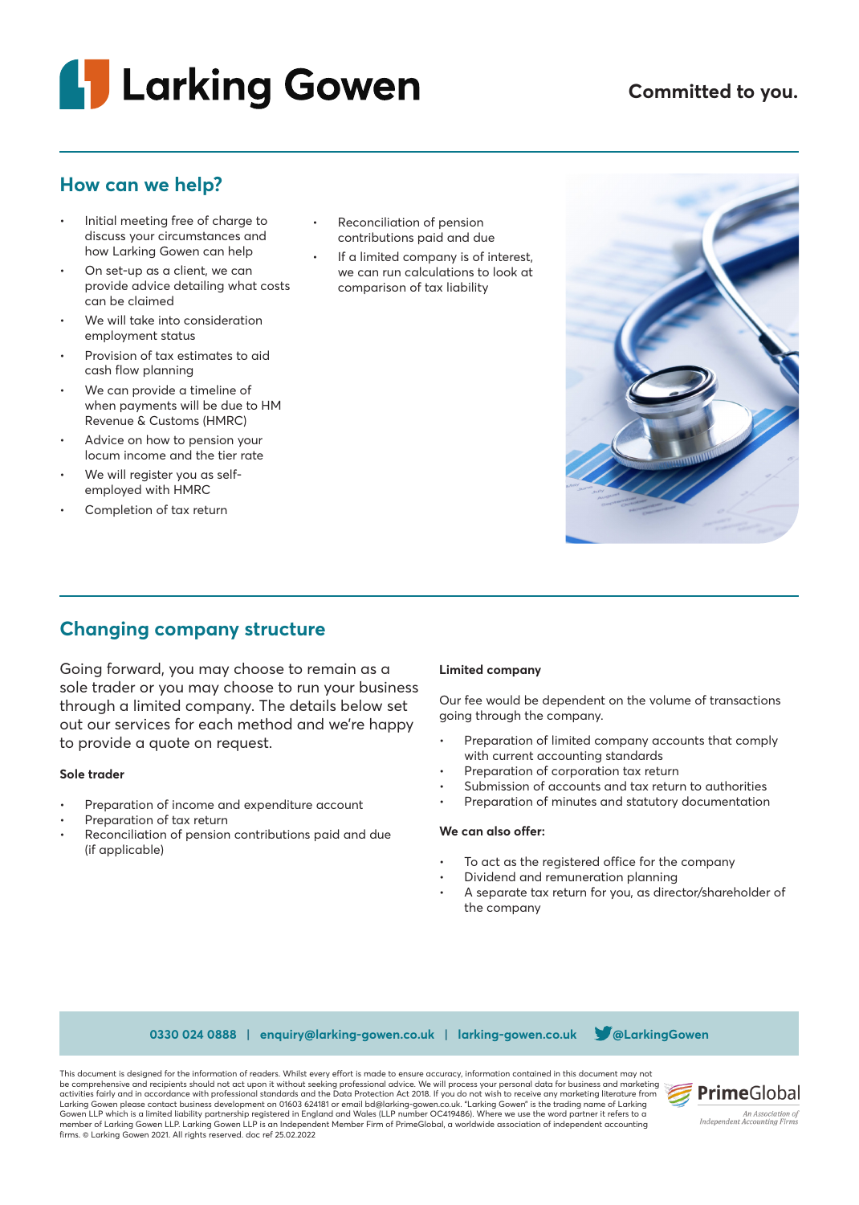# Larking Gowen

**Committed to you.**

## How can we help?

- Initial meeting free of charge to discuss your circumstances and how Larking Gowen can help
- On set-up as a client, we can provide advice detailing what costs can be claimed
- We will take into consideration employment status
- Provision of tax estimates to aid cash flow planning
- We can provide a timeline of when payments will be due to HM Revenue & Customs (HMRC)
- Advice on how to pension your locum income and the tier rate
- We will register you as self-employed with HMRC
- Completion of tax return
- Reconciliation of pension contributions paid and due
- If a limited company is of interest, we can run calculations to look at comparison of tax liability

## Changing company structure

Going forward, you may choose to remain as a sole trader or you may choose to run your business through a limited company. The details below set out our services for each method and we're happy to provide a quote on request.

**Sole trader**

- Preparation of income and expenditure account
- Preparation of tax return
- Reconciliation of pension contributions paid and due (if applicable)

**Limited company**

Our fee would be dependent on the volume of transactions going through the company.

- Preparation of limited company accounts that comply with current accounting standards
- Preparation of corporation tax return
- Submission of accounts and tax return to authorities
- Preparation of minutes and statutory documentation

**We can also offer:**

- To act as the registered office for the company
- Dividend and remuneration planning
- A separate tax return for you, as director/shareholder of the company

0330 024 0888 | enquiry@larking-gowen.co.uk | larking-gowen.co.uk | @LarkingGowen

This document is designed for the information of readers. Whilst every effort is made to ensure accuracy, information contained in this document may not be comprehensive and recipients should not act upon it without seeking professional advice. We will process your personal data for business and marketing activities fairly and in accordance with professional standards and the Data Protection Act 2018. If you do not wish to receive any marketing literature from Larking Gowen please contact business development on 01603 624181 or email bd@larking-gowen.co.uk. "Larking Gowen" is the trading name of Larking Gowen LLP which is a limited liability partnership registered in England and Wales (LLP number OC419486). Where we use the word partner it refers to a member of Larking Gowen LLP. Larking Gowen LLP is an Independent Member Firm of PrimeGlobal, a worldwide association of independent accounting firms. © Larking Gowen 2021. All rights reserved. doc ref 25.02.2022

PrimeGlobal
An Association of Independent Accounting Firms